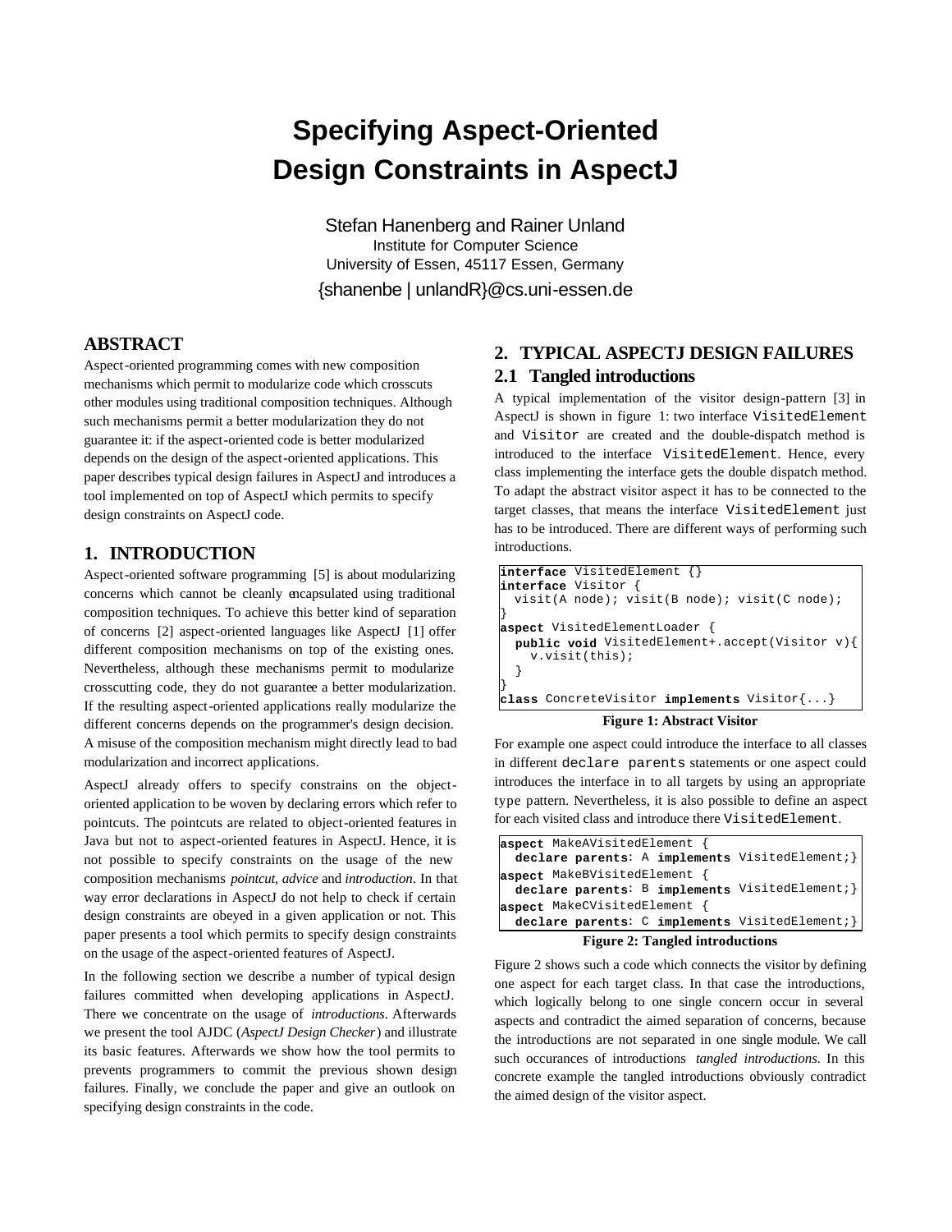# Specifying Aspect-Oriented Design Constraints in AspectJ

Stefan Hanenberg and Rainer Unland
Institute for Computer Science
University of Essen, 45117 Essen, Germany
{shanenbe | unlandR}@cs.uni-essen.de

## ABSTRACT

Aspect-oriented programming comes with new composition mechanisms which permit to modularize code which crosscuts other modules using traditional composition techniques. Although such mechanisms permit a better modularization they do not guarantee it: if the aspect-oriented code is better modularized depends on the design of the aspect-oriented applications. This paper describes typical design failures in AspectJ and introduces a tool implemented on top of AspectJ which permits to specify design constraints on AspectJ code.

## 1. INTRODUCTION

Aspect-oriented software programming [5] is about modularizing concerns which cannot be cleanly encapsulated using traditional composition techniques. To achieve this better kind of separation of concerns [2] aspect-oriented languages like AspectJ [1] offer different composition mechanisms on top of the existing ones. Nevertheless, although these mechanisms permit to modularize crosscutting code, they do not guarantee a better modularization. If the resulting aspect-oriented applications really modularize the different concerns depends on the programmer's design decision. A misuse of the composition mechanism might directly lead to bad modularization and incorrect applications.

AspectJ already offers to specify constrains on the object-oriented application to be woven by declaring errors which refer to pointcuts. The pointcuts are related to object-oriented features in Java but not to aspect-oriented features in AspectJ. Hence, it is not possible to specify constraints on the usage of the new composition mechanisms *pointcut*, *advice* and *introduction*. In that way error declarations in AspectJ do not help to check if certain design constraints are obeyed in a given application or not. This paper presents a tool which permits to specify design constraints on the usage of the aspect-oriented features of AspectJ.

In the following section we describe a number of typical design failures committed when developing applications in AspectJ. There we concentrate on the usage of *introductions*. Afterwards we present the tool AJDC (*AspectJ Design Checker*) and illustrate its basic features. Afterwards we show how the tool permits to prevents programmers to commit the previous shown design failures. Finally, we conclude the paper and give an outlook on specifying design constraints in the code.

## 2. TYPICAL ASPECTJ DESIGN FAILURES

### 2.1 Tangled introductions

A typical implementation of the visitor design-pattern [3] in AspectJ is shown in figure 1: two interface `VisitedElement` and `Visitor` are created and the double-dispatch method is introduced to the interface `VisitedElement`. Hence, every class implementing the interface gets the double dispatch method. To adapt the abstract visitor aspect it has to be connected to the target classes, that means the interface `VisitedElement` just has to be introduced. There are different ways of performing such introductions.

```
interface VisitedElement {}
interface Visitor {
  visit(A node); visit(B node); visit(C node);
}
aspect VisitedElementLoader {
  public void VisitedElement+.accept(Visitor v){
    v.visit(this);
  }
}
class ConcreteVisitor implements Visitor{...}
```

**Figure 1: Abstract Visitor**

For example one aspect could introduce the interface to all classes in different `declare parents` statements or one aspect could introduces the interface in to all targets by using an appropriate type pattern. Nevertheless, it is also possible to define an aspect for each visited class and introduce there `VisitedElement`.

```
aspect MakeAVisitedElement {
  declare parents: A implements VisitedElement;}
aspect MakeBVisitedElement {
  declare parents: B implements VisitedElement;}
aspect MakeCVisitedElement {
  declare parents: C implements VisitedElement;}
```

**Figure 2: Tangled introductions**

Figure 2 shows such a code which connects the visitor by defining one aspect for each target class. In that case the introductions, which logically belong to one single concern occur in several aspects and contradict the aimed separation of concerns, because the introductions are not separated in one single module. We call such occurances of introductions *tangled introductions*. In this concrete example the tangled introductions obviously contradict the aimed design of the visitor aspect.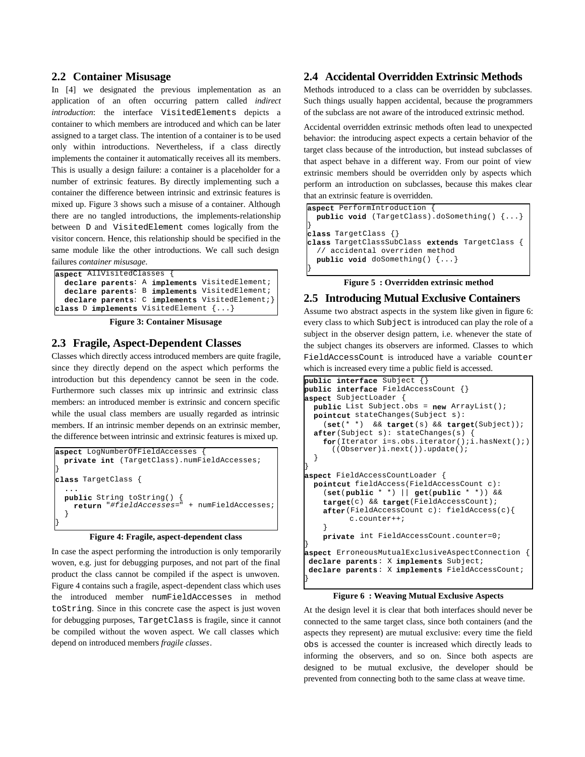## 2.2 Container Misusage

In [4] we designated the previous implementation as an application of an often occurring pattern called *indirect introduction*: the interface VisitedElements depicts a container to which members are introduced and which can be later assigned to a target class. The intention of a container is to be used only within introductions. Nevertheless, if a class directly implements the container it automatically receives all its members. This is usually a design failure: a container is a placeholder for a number of extrinsic features. By directly implementing such a container the difference between intrinsic and extrinsic features is mixed up. Figure 3 shows such a misuse of a container. Although there are no tangled introductions, the implements-relationship between D and VisitedElement comes logically from the visitor concern. Hence, this relationship should be specified in the same module like the other introductions. We call such design failures *container misusage*.

```
aspect AllVisitedClasses {
  declare parents: A implements VisitedElement;
  declare parents: B implements VisitedElement;
  declare parents: C implements VisitedElement;}
class D implements VisitedElement {...}
```

**Figure 3: Container Misusage**

## 2.3 Fragile, Aspect-Dependent Classes

Classes which directly access introduced members are quite fragile, since they directly depend on the aspect which performs the introduction but this dependency cannot be seen in the code. Furthermore such classes mix up intrinsic and extrinsic class members: an introduced member is extrinsic and concern specific while the usual class members are usually regarded as intrinsic members. If an intrinsic member depends on an extrinsic member, the difference between intrinsic and extrinsic features is mixed up.

```
aspect LogNumberOfFieldAccesses {
  private int (TargetClass).numFieldAccesses;
}
class TargetClass {
  ...
  public String toString() {
    return "#fieldAccesses=" + numFieldAccesses;
  }
}
```

**Figure 4: Fragile, aspect-dependent class**

In case the aspect performing the introduction is only temporarily woven, e.g. just for debugging purposes, and not part of the final product the class cannot be compiled if the aspect is unwoven. Figure 4 contains such a fragile, aspect-dependent class which uses the introduced member numFieldAccesses in method toString. Since in this concrete case the aspect is just woven for debugging purposes, TargetClass is fragile, since it cannot be compiled without the woven aspect. We call classes which depend on introduced members *fragile classes*.

## 2.4 Accidental Overridden Extrinsic Methods

Methods introduced to a class can be overridden by subclasses. Such things usually happen accidental, because the programmers of the subclass are not aware of the introduced extrinsic method.

Accidental overridden extrinsic methods often lead to unexpected behavior: the introducing aspect expects a certain behavior of the target class because of the introduction, but instead subclasses of that aspect behave in a different way. From our point of view extrinsic members should be overridden only by aspects which perform an introduction on subclasses, because this makes clear that an extrinsic feature is overridden.

```
aspect PerformIntroduction {
  public void (TargetClass).doSomething() {...}
}
class TargetClass {}
class TargetClassSubClass extends TargetClass {
  // accidental overriden method
  public void doSomething() {...}
}
```

**Figure 5 : Overridden extrinsic method**

## 2.5 Introducing Mutual Exclusive Containers

Assume two abstract aspects in the system like given in figure 6: every class to which Subject is introduced can play the role of a subject in the observer design pattern, i.e. whenever the state of the subject changes its observers are informed. Classes to which FieldAccessCount is introduced have a variable counter which is increased every time a public field is accessed.

```
public interface Subject {}
public interface FieldAccessCount {}
aspect SubjectLoader {
  public List Subject.obs = new ArrayList();
  pointcut stateChanges(Subject s):
    (set(* *)  && target(s) && target(Subject));
  after(Subject s): stateChanges(s) {
    for(Iterator i=s.obs.iterator();i.hasNext();)
      ((Observer)i.next()).update();
  }
}
aspect FieldAccessCountLoader {
  pointcut fieldAccess(FieldAccessCount c):
    (set(public * *) || get(public * *)) &&
    target(c) && target(FieldAccessCount);
    after(FieldAccessCount c): fieldAccess(c){
          c.counter++;
    }
    private int FieldAccessCount.counter=0;
}
aspect ErroneousMutualExclusiveAspectConnection {
 declare parents: X implements Subject;
 declare parents: X implements FieldAccessCount;
}
```

**Figure 6 : Weaving Mutual Exclusive Aspects**

At the design level it is clear that both interfaces should never be connected to the same target class, since both containers (and the aspects they represent) are mutual exclusive: every time the field obs is accessed the counter is increased which directly leads to informing the observers, and so on. Since both aspects are designed to be mutual exclusive, the developer should be prevented from connecting both to the same class at weave time.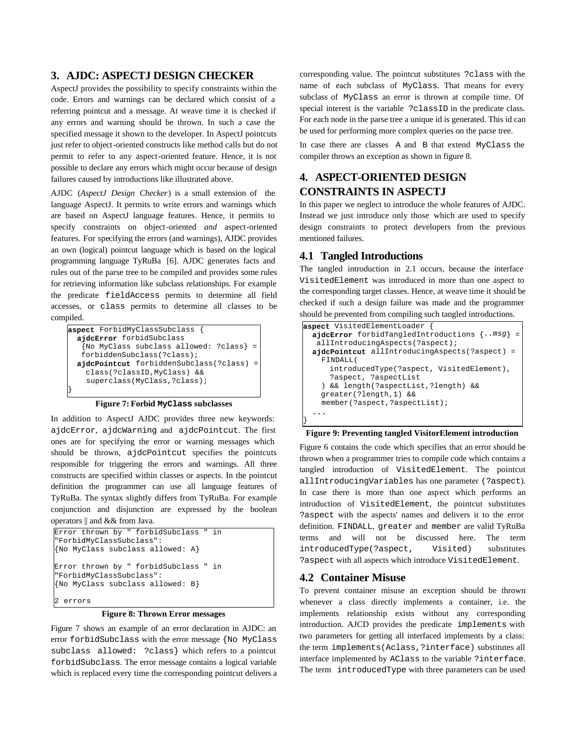## 3. AJDC: ASPECTJ DESIGN CHECKER

AspectJ provides the possibility to specify constraints within the code. Errors and warnings can be declared which consist of a referring pointcut and a message. At weave time it is checked if any errors and warning should be thrown. In such a case the specified message it shown to the developer. In AspectJ pointcuts just refer to object-oriented constructs like method calls but do not permit to refer to any aspect-oriented feature. Hence, it is not possible to declare any errors which might occur because of design failures caused by introductions like illustrated above.

AJDC (*AspectJ Design Checker*) is a small extension of the language AspectJ. It permits to write errors and warnings which are based on AspectJ language features. Hence, it permits to specify constraints on object-oriented *and* aspect-oriented features. For specifying the errors (and warnings), AJDC provides an own (logical) pointcut language which is based on the logical programming language TyRuBa [6]. AJDC generates facts and rules out of the parse tree to be compiled and provides some rules for retrieving information like subclass relationships. For example the predicate `fieldAccess` permits to determine all field accesses, or `class` permits to determine all classes to be compiled.

```
aspect ForbidMyClassSubclass {
  ajdcError forbidSubclass
   {No MyClass subclass allowed: ?class} =
   forbiddenSubclass(?class);
  ajdcPointcut forbiddenSubclass(?class) =
    class(?classID,MyClass) &&
    superclass(MyClass,?class);
}
```

**Figure 7: Forbid `MyClass` subclasses**

In addition to AspectJ AJDC provides three new keywords: `ajdcError`, `ajdcWarning` and `ajdcPointcut`. The first ones are for specifying the error or warning messages which should be thrown, `ajdcPointcut` specifies the pointcuts responsible for triggering the errors and warnings. All three constructs are specified within classes or aspects. In the pointcut definition the programmer can use all language features of TyRuBa. The syntax slightly differs from TyRuBa. For example conjunction and disjunction are expressed by the boolean operators || and && from Java.

```
Error thrown by " forbidSubclass " in
"ForbidMyClassSubclass":
{No MyClass subclass allowed: A}

Error thrown by " forbidSubclass " in
"ForbidMyClassSubclass":
{No MyClass subclass allowed: B}

2 errors
```

**Figure 8: Thrown Error messages**

Figure 7 shows an example of an error declaration in AJDC: an error `forbidSubclass` with the error message `{No MyClass subclass allowed: ?class}` which refers to a pointcut `forbidSubclass`. The error message contains a logical variable which is replaced every time the corresponding pointcut delivers a corresponding value. The pointcut substitutes `?class` with the name of each subclass of `MyClass`. That means for every subclass of `MyClass` an error is thrown at compile time. Of special interest is the variable `?classID` in the predicate class. For each node in the parse tree a unique id is generated. This id can be used for performing more complex queries on the parse tree.

In case there are classes `A` and `B` that extend `MyClass` the compiler throws an exception as shown in figure 8.

## 4. ASPECT-ORIENTED DESIGN CONSTRAINTS IN ASPECTJ

In this paper we neglect to introduce the whole features of AJDC. Instead we just introduce only those which are used to specify design constraints to protect developers from the previous mentioned failures.

### 4.1 Tangled Introductions

The tangled introduction in 2.1 occurs, because the interface `VisitedElement` was introduced in more than one aspect to the corresponding target classes. Hence, at weave time it should be checked if such a design failure was made and the programmer should be prevented from compiling such tangled introductions.

```
aspect VisitedElementLoader {
  ajdcError forbidTangledIntroductions {..msg} =
   allIntroducingAspects(?aspect);
  ajdcPointcut allIntroducingAspects(?aspect) =
    FINDALL(
      introducedType(?aspect, VisitedElement),
      ?aspect, ?aspectList
    ) && length(?aspectList,?length) &&
    greater(?length,1) &&
    member(?aspect,?aspectList);
  ...
}
```

**Figure 9: Preventing tangled VisitorElement introduction**

Figure 6 contains the code which specifies that an error should be thrown when a programmer tries to compile code which contains a tangled introduction of `VisitedElement`. The pointcut `allIntroducingVariables` has one parameter `(?aspect)`. In case there is more than one aspect which performs an introduction of `VisitedElement`, the pointcut substitutes `?aspect` with the aspects' names and delivers it to the error definition. `FINDALL`, `greater` and `member` are valid TyRuBa terms and will not be discussed here. The term `introducedType(?aspect, Visited)` substitutes `?aspect` with all aspects which introduce `VisitedElement`.

### 4.2 Container Misuse

To prevent container misuse an exception should be thrown whenever a class directly implements a container, i.e. the implements relationship exists without any corresponding introduction. AJCD provides the predicate `implements` with two parameters for getting all interfaced implements by a class: the term `implements(Aclass,?interface)` substitutes all interface implemented by `AClass` to the variable `?interface`. The term `introducedType` with three parameters can be used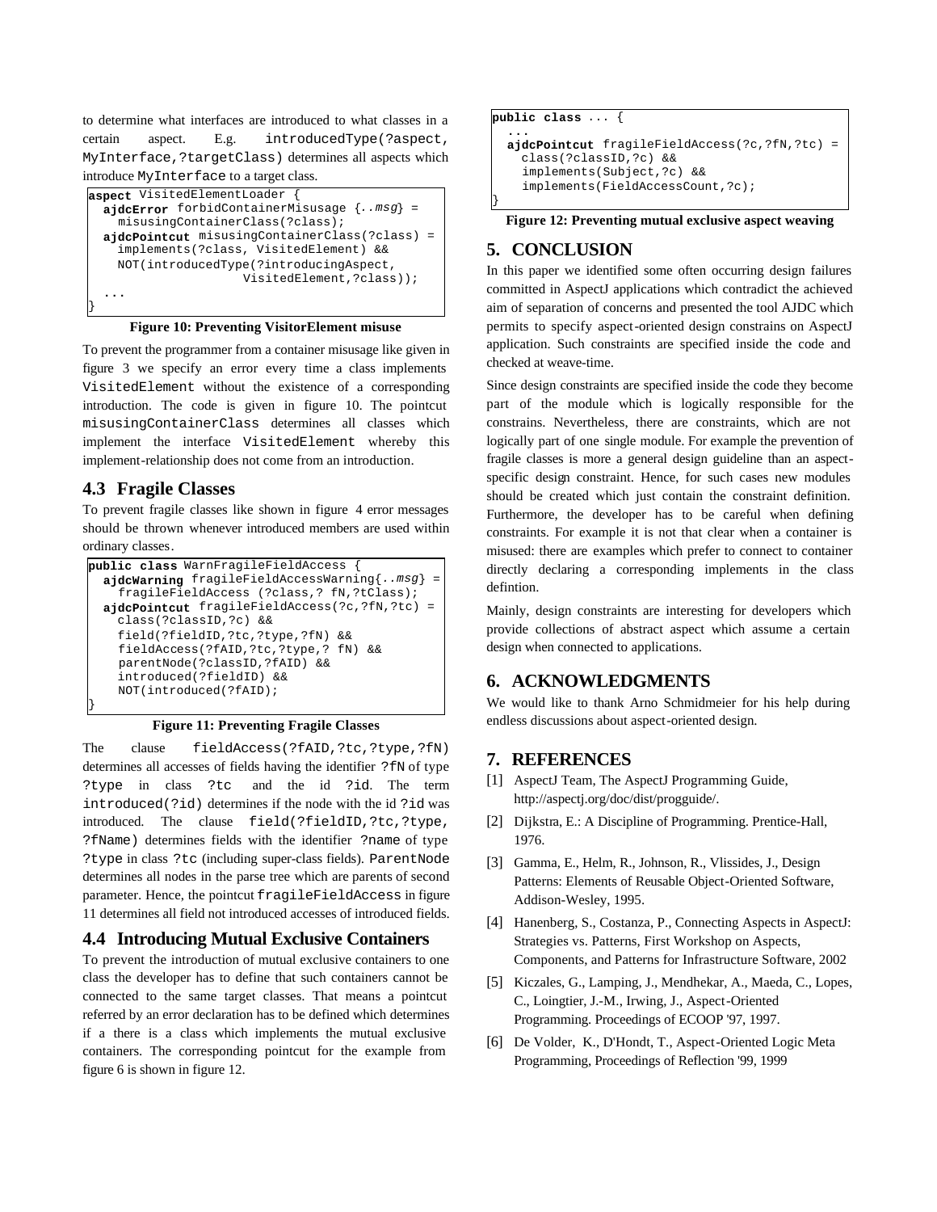to determine what interfaces are introduced to what classes in a certain aspect. E.g. `introducedType(?aspect, MyInterface,?targetClass)` determines all aspects which introduce `MyInterface` to a target class.

```
aspect VisitedElementLoader {
  ajdcError forbidContainerMisusage {..msg} =
    misusingContainerClass(?class);
  ajdcPointcut misusingContainerClass(?class) =
    implements(?class, VisitedElement) &&
    NOT(introducedType(?introducingAspect,
                    VisitedElement,?class));
  ...
}
```

**Figure 10: Preventing VisitorElement misuse**

To prevent the programmer from a container misusage like given in figure 3 we specify an error every time a class implements `VisitedElement` without the existence of a corresponding introduction. The code is given in figure 10. The pointcut `misusingContainerClass` determines all classes which implement the interface `VisitedElement` whereby this implement-relationship does not come from an introduction.

## 4.3 Fragile Classes

To prevent fragile classes like shown in figure 4 error messages should be thrown whenever introduced members are used within ordinary classes.

```
public class WarnFragileFieldAccess {
  ajdcWarning fragileFieldAccessWarning{..msg} =
    fragileFieldAccess (?class,? fN,?tClass);
  ajdcPointcut fragileFieldAccess(?c,?fN,?tc) =
    class(?classID,?c) &&
    field(?fieldID,?tc,?type,?fN) &&
    fieldAccess(?fAID,?tc,?type,? fN) &&
    parentNode(?classID,?fAID) &&
    introduced(?fieldID) &&
    NOT(introduced(?fAID);
}
```

**Figure 11: Preventing Fragile Classes**

The clause `fieldAccess(?fAID,?tc,?type,?fN)` determines all accesses of fields having the identifier `?fN` of type `?type` in class `?tc` and the id `?id`. The term `introduced(?id)` determines if the node with the id `?id` was introduced. The clause `field(?fieldID,?tc,?type, ?fName)` determines fields with the identifier `?name` of type `?type` in class `?tc` (including super-class fields). `ParentNode` determines all nodes in the parse tree which are parents of second parameter. Hence, the pointcut `fragileFieldAccess` in figure 11 determines all field not introduced accesses of introduced fields.

## 4.4 Introducing Mutual Exclusive Containers

To prevent the introduction of mutual exclusive containers to one class the developer has to define that such containers cannot be connected to the same target classes. That means a pointcut referred by an error declaration has to be defined which determines if a there is a class which implements the mutual exclusive containers. The corresponding pointcut for the example from figure 6 is shown in figure 12.

```
public class ... {
  ...
  ajdcPointcut fragileFieldAccess(?c,?fN,?tc) =
    class(?classID,?c) &&
    implements(Subject,?c) &&
    implements(FieldAccessCount,?c);
}
```

**Figure 12: Preventing mutual exclusive aspect weaving**

# 5. CONCLUSION

In this paper we identified some often occurring design failures committed in AspectJ applications which contradict the achieved aim of separation of concerns and presented the tool AJDC which permits to specify aspect-oriented design constrains on AspectJ application. Such constraints are specified inside the code and checked at weave-time.

Since design constraints are specified inside the code they become part of the module which is logically responsible for the constrains. Nevertheless, there are constraints, which are not logically part of one single module. For example the prevention of fragile classes is more a general design guideline than an aspect-specific design constraint. Hence, for such cases new modules should be created which just contain the constraint definition. Furthermore, the developer has to be careful when defining constraints. For example it is not that clear when a container is misused: there are examples which prefer to connect to container directly declaring a corresponding implements in the class defintion.

Mainly, design constraints are interesting for developers which provide collections of abstract aspect which assume a certain design when connected to applications.

# 6. ACKNOWLEDGMENTS

We would like to thank Arno Schmidmeier for his help during endless discussions about aspect-oriented design.

# 7. REFERENCES

[1] AspectJ Team, The AspectJ Programming Guide, http://aspectj.org/doc/dist/progguide/.

[2] Dijkstra, E.: A Discipline of Programming. Prentice-Hall, 1976.

[3] Gamma, E., Helm, R., Johnson, R., Vlissides, J., Design Patterns: Elements of Reusable Object-Oriented Software, Addison-Wesley, 1995.

[4] Hanenberg, S., Costanza, P., Connecting Aspects in AspectJ: Strategies vs. Patterns, First Workshop on Aspects, Components, and Patterns for Infrastructure Software, 2002

[5] Kiczales, G., Lamping, J., Mendhekar, A., Maeda, C., Lopes, C., Loingtier, J.-M., Irwing, J., Aspect-Oriented Programming. Proceedings of ECOOP '97, 1997.

[6] De Volder, K., D'Hondt, T., Aspect-Oriented Logic Meta Programming, Proceedings of Reflection '99, 1999